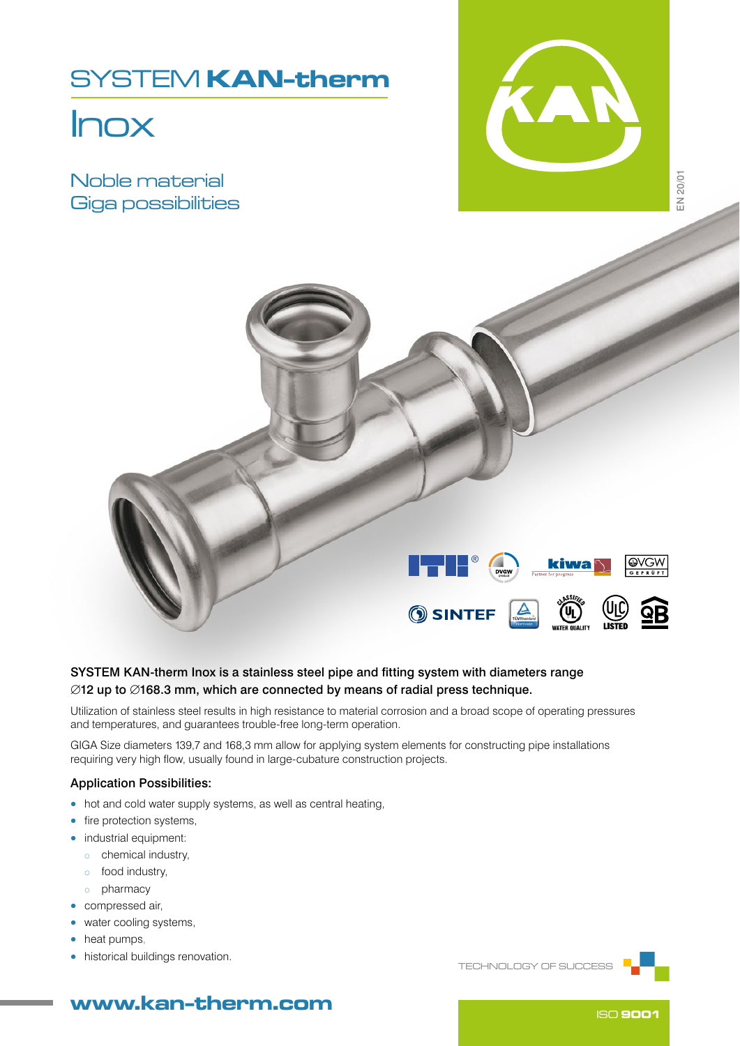# SYSTEM **KAN-therm**

# Inox

## Noble material
## Giga possibilities

EN 20/01

**SYSTEM KAN-therm Inox is a stainless steel pipe and fitting system with diameters range ∅12 up to ∅168.3 mm, which are connected by means of radial press technique.**

Utilization of stainless steel results in high resistance to material corrosion and a broad scope of operating pressures and temperatures, and guarantees trouble-free long-term operation.

GIGA Size diameters 139,7 and 168,3 mm allow for applying system elements for constructing pipe installations requiring very high flow, usually found in large-cubature construction projects.

### Application Possibilities:

- hot and cold water supply systems, as well as central heating,
- fire protection systems,
- industrial equipment:
  - chemical industry,
  - food industry,
  - pharmacy
- compressed air,
- water cooling systems,
- heat pumps,
- historical buildings renovation.

TECHNOLOGY OF SUCCESS

**www.kan-therm.com**

ISO **9001**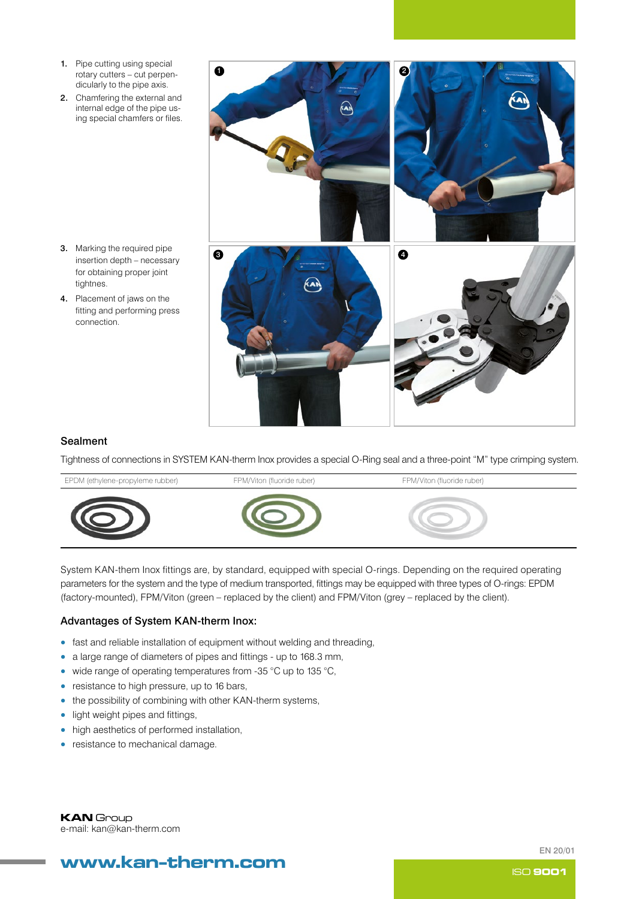1. Pipe cutting using special rotary cutters – cut perpendicularly to the pipe axis.
2. Chamfering the external and internal edge of the pipe using special chamfers or files.
3. Marking the required pipe insertion depth – necessary for obtaining proper joint tightnes.
4. Placement of jaws on the fitting and performing press connection.

### Sealment

Tightness of connections in SYSTEM KAN-therm Inox provides a special O-Ring seal and a three-point "M" type crimping system.

| EPDM (ethylene-propyleme rubber) | FPM/Viton (fluoride ruber) | FPM/Viton (fluoride ruber) |
|---|---|---|

System KAN-them Inox fittings are, by standard, equipped with special O-rings. Depending on the required operating parameters for the system and the type of medium transported, fittings may be equipped with three types of O-rings: EPDM (factory-mounted), FPM/Viton (green – replaced by the client) and FPM/Viton (grey – replaced by the client).

### Advantages of System KAN-therm Inox:

- fast and reliable installation of equipment without welding and threading,
- a large range of diameters of pipes and fittings - up to 168.3 mm,
- wide range of operating temperatures from -35 °C up to 135 °C,
- resistance to high pressure, up to 16 bars,
- the possibility of combining with other KAN-therm systems,
- light weight pipes and fittings,
- high aesthetics of performed installation,
- resistance to mechanical damage.

**KAN** Group
e-mail: kan@kan-therm.com

**www.kan-therm.com**

EN 20/01

ISO 9001